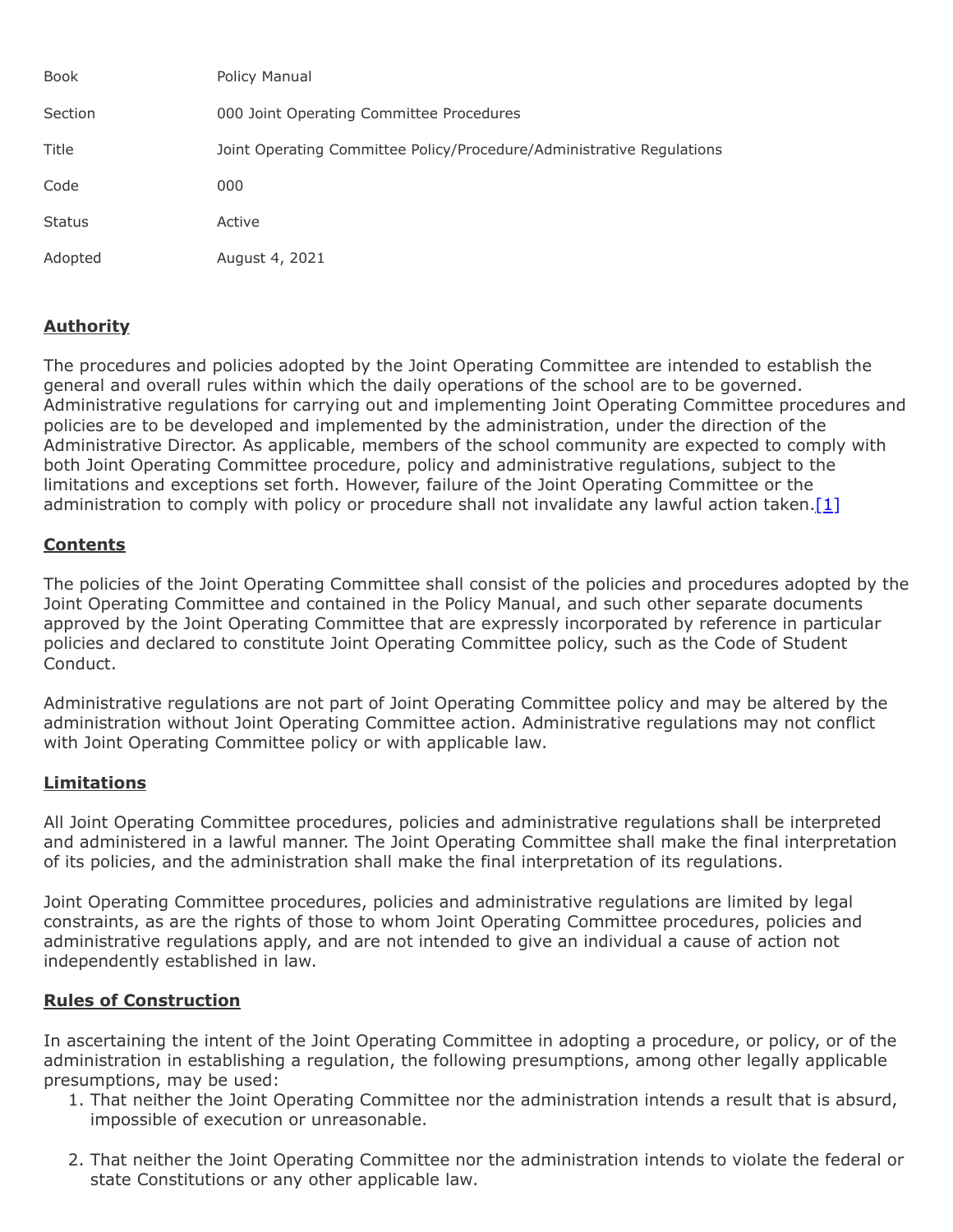| | |
|---|---|
| Book | Policy Manual |
| Section | 000 Joint Operating Committee Procedures |
| Title | Joint Operating Committee Policy/Procedure/Administrative Regulations |
| Code | 000 |
| Status | Active |
| Adopted | August 4, 2021 |

## Authority

The procedures and policies adopted by the Joint Operating Committee are intended to establish the general and overall rules within which the daily operations of the school are to be governed. Administrative regulations for carrying out and implementing Joint Operating Committee procedures and policies are to be developed and implemented by the administration, under the direction of the Administrative Director. As applicable, members of the school community are expected to comply with both Joint Operating Committee procedure, policy and administrative regulations, subject to the limitations and exceptions set forth. However, failure of the Joint Operating Committee or the administration to comply with policy or procedure shall not invalidate any lawful action taken.[1]

## Contents

The policies of the Joint Operating Committee shall consist of the policies and procedures adopted by the Joint Operating Committee and contained in the Policy Manual, and such other separate documents approved by the Joint Operating Committee that are expressly incorporated by reference in particular policies and declared to constitute Joint Operating Committee policy, such as the Code of Student Conduct.

Administrative regulations are not part of Joint Operating Committee policy and may be altered by the administration without Joint Operating Committee action. Administrative regulations may not conflict with Joint Operating Committee policy or with applicable law.

## Limitations

All Joint Operating Committee procedures, policies and administrative regulations shall be interpreted and administered in a lawful manner. The Joint Operating Committee shall make the final interpretation of its policies, and the administration shall make the final interpretation of its regulations.

Joint Operating Committee procedures, policies and administrative regulations are limited by legal constraints, as are the rights of those to whom Joint Operating Committee procedures, policies and administrative regulations apply, and are not intended to give an individual a cause of action not independently established in law.

## Rules of Construction

In ascertaining the intent of the Joint Operating Committee in adopting a procedure, or policy, or of the administration in establishing a regulation, the following presumptions, among other legally applicable presumptions, may be used:

1. That neither the Joint Operating Committee nor the administration intends a result that is absurd, impossible of execution or unreasonable.

2. That neither the Joint Operating Committee nor the administration intends to violate the federal or state Constitutions or any other applicable law.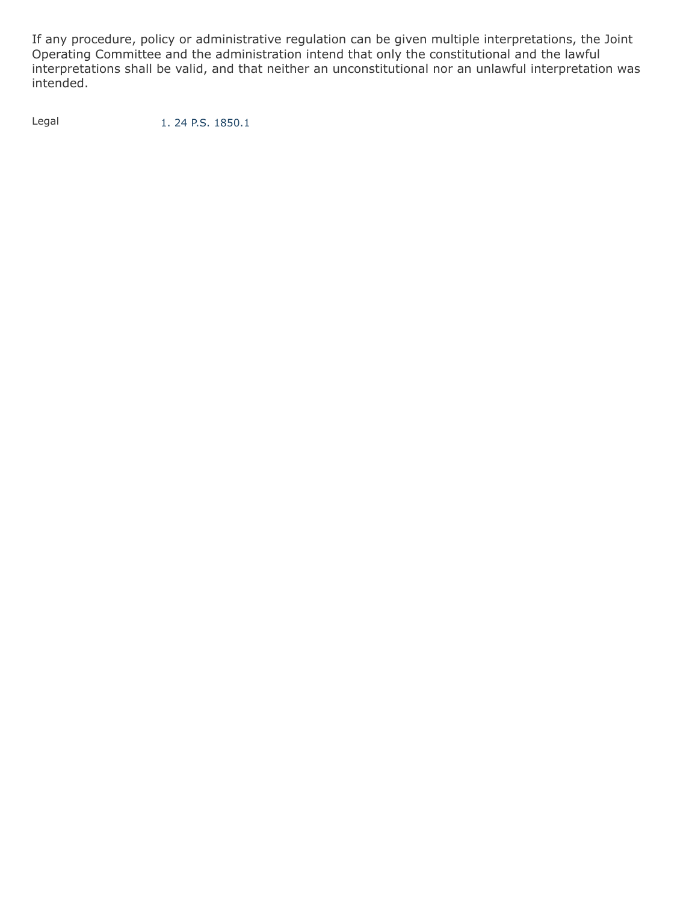If any procedure, policy or administrative regulation can be given multiple interpretations, the Joint Operating Committee and the administration intend that only the constitutional and the lawful interpretations shall be valid, and that neither an unconstitutional nor an unlawful interpretation was intended.

| | |
|---|---|
| Legal | 1. 24 P.S. 1850.1 |